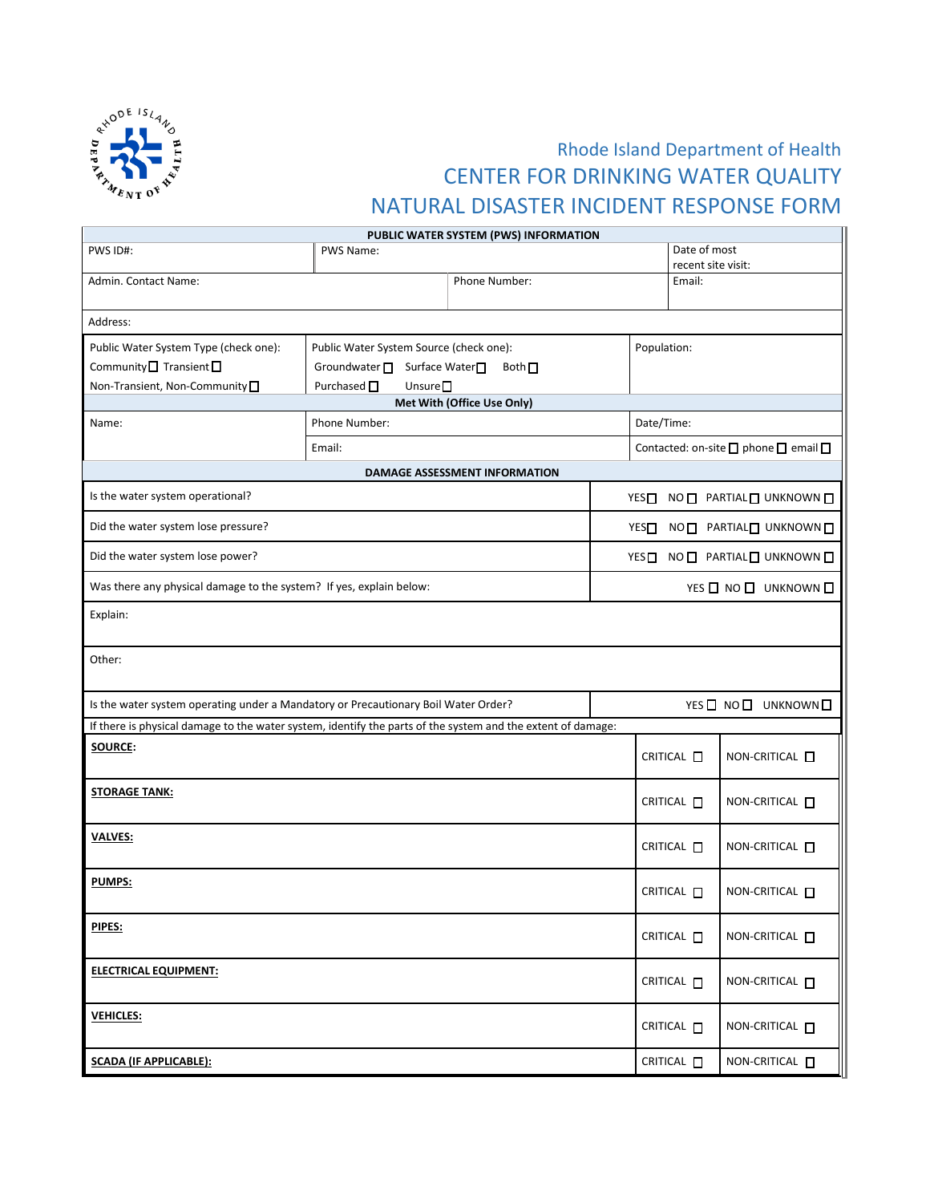Rhode Island Department of Health

# CENTER FOR DRINKING WATER QUALITY

# NATURAL DISASTER INCIDENT RESPONSE FORM

| PUBLIC WATER SYSTEM (PWS) INFORMATION | | |
|---|---|---|
| PWS ID#: | PWS Name: | Date of most recent site visit: |
| Admin. Contact Name: | Phone Number: | Email: |
| Address: | | |
| Public Water System Type (check one): Community ☐ Transient ☐ Non-Transient, Non-Community ☐ | Public Water System Source (check one): Groundwater ☐ Surface Water ☐ Both ☐ Purchased ☐ Unsure ☐ | Population: |

| Met With (Office Use Only) | | |
|---|---|---|
| Name: | Phone Number: | Date/Time: |
| | Email: | Contacted: on-site ☐ phone ☐ email ☐ |

| DAMAGE ASSESSMENT INFORMATION | |
|---|---|
| Is the water system operational? | YES ☐ NO ☐ PARTIAL ☐ UNKNOWN ☐ |
| Did the water system lose pressure? | YES ☐ NO ☐ PARTIAL ☐ UNKNOWN ☐ |
| Did the water system lose power? | YES ☐ NO ☐ PARTIAL ☐ UNKNOWN ☐ |
| Was there any physical damage to the system? If yes, explain below: | YES ☐ NO ☐ UNKNOWN ☐ |
| Explain: | |
| Other: | |
| Is the water system operating under a Mandatory or Precautionary Boil Water Order? | YES ☐ NO ☐ UNKNOWN ☐ |

If there is physical damage to the water system, identify the parts of the system and the extent of damage:

| | | |
|---|---|---|
| **SOURCE:** | CRITICAL ☐ | NON-CRITICAL ☐ |
| **STORAGE TANK:** | CRITICAL ☐ | NON-CRITICAL ☐ |
| **VALVES:** | CRITICAL ☐ | NON-CRITICAL ☐ |
| **PUMPS:** | CRITICAL ☐ | NON-CRITICAL ☐ |
| **PIPES:** | CRITICAL ☐ | NON-CRITICAL ☐ |
| **ELECTRICAL EQUIPMENT:** | CRITICAL ☐ | NON-CRITICAL ☐ |
| **VEHICLES:** | CRITICAL ☐ | NON-CRITICAL ☐ |
| **SCADA (IF APPLICABLE):** | CRITICAL ☐ | NON-CRITICAL ☐ |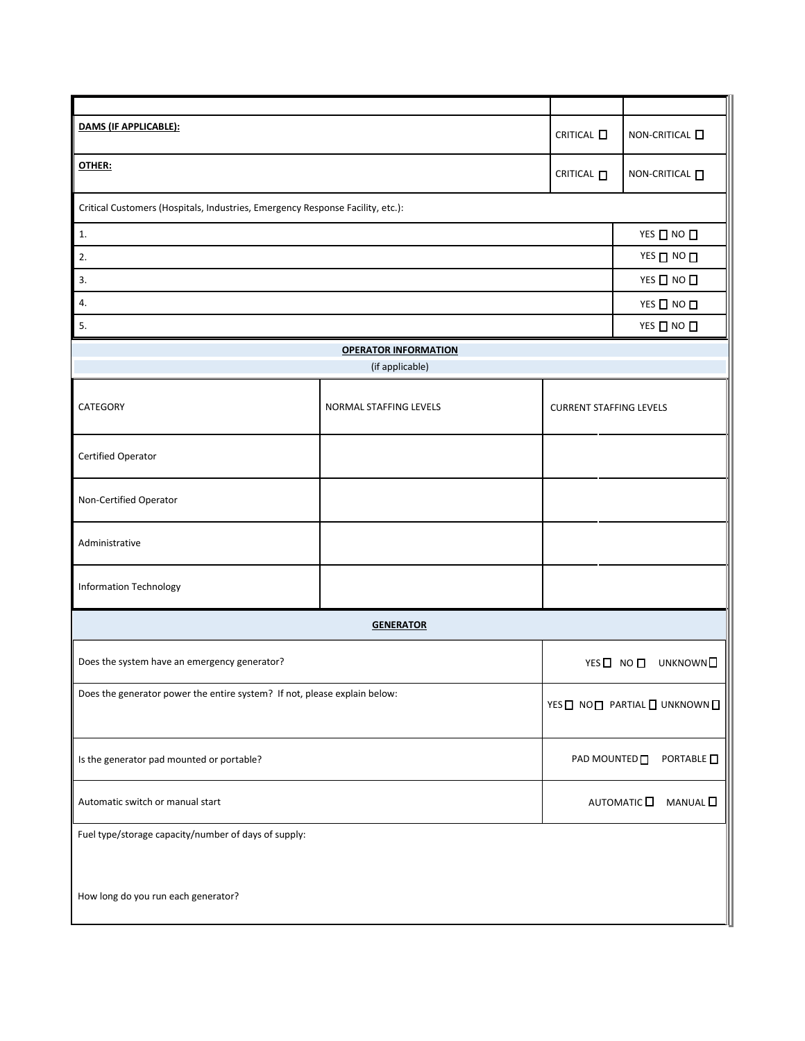| | | |
|---|---|---|
| **DAMS (IF APPLICABLE):** | CRITICAL ☐ | NON-CRITICAL ☐ |
| **OTHER:** | CRITICAL ☐ | NON-CRITICAL ☐ |

| Critical Customers (Hospitals, Industries, Emergency Response Facility, etc.): | |
|---|---|
| 1. | YES ☐ NO ☐ |
| 2. | YES ☐ NO ☐ |
| 3. | YES ☐ NO ☐ |
| 4. | YES ☐ NO ☐ |
| 5. | YES ☐ NO ☐ |

**OPERATOR INFORMATION**

(if applicable)

| CATEGORY | NORMAL STAFFING LEVELS | CURRENT STAFFING LEVELS |
|---|---|---|
| Certified Operator | | |
| Non-Certified Operator | | |
| Administrative | | |
| Information Technology | | |

**GENERATOR**

| | |
|---|---|
| Does the system have an emergency generator? | YES ☐ NO ☐ UNKNOWN ☐ |
| Does the generator power the entire system? If not, please explain below: | YES ☐ NO ☐ PARTIAL ☐ UNKNOWN ☐ |
| Is the generator pad mounted or portable? | PAD MOUNTED ☐ PORTABLE ☐ |
| Automatic switch or manual start | AUTOMATIC ☐ MANUAL ☐ |

Fuel type/storage capacity/number of days of supply:

How long do you run each generator?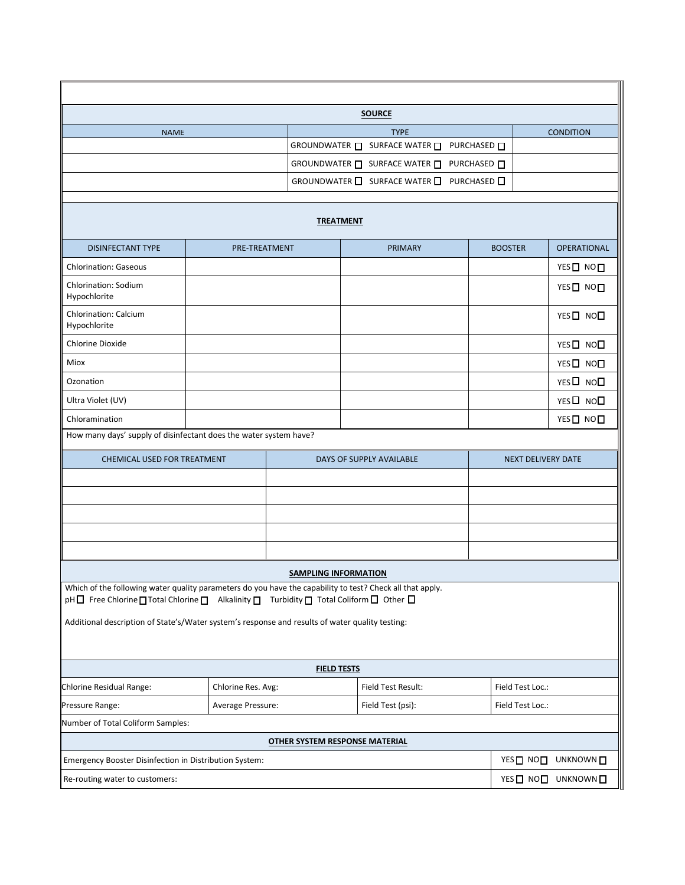## SOURCE

| NAME | TYPE | CONDITION |
|---|---|---|
| | GROUNDWATER ☐ SURFACE WATER ☐ PURCHASED ☐ | |
| | GROUNDWATER ☐ SURFACE WATER ☐ PURCHASED ☐ | |
| | GROUNDWATER ☐ SURFACE WATER ☐ PURCHASED ☐ | |

## TREATMENT

| DISINFECTANT TYPE | PRE-TREATMENT | PRIMARY | BOOSTER | OPERATIONAL |
|---|---|---|---|---|
| Chlorination: Gaseous | | | | YES ☐ NO ☐ |
| Chlorination: Sodium Hypochlorite | | | | YES ☐ NO ☐ |
| Chlorination: Calcium Hypochlorite | | | | YES ☐ NO ☐ |
| Chlorine Dioxide | | | | YES ☐ NO ☐ |
| Miox | | | | YES ☐ NO ☐ |
| Ozonation | | | | YES ☐ NO ☐ |
| Ultra Violet (UV) | | | | YES ☐ NO ☐ |
| Chloramination | | | | YES ☐ NO ☐ |

How many days' supply of disinfectant does the water system have?

| CHEMICAL USED FOR TREATMENT | DAYS OF SUPPLY AVAILABLE | NEXT DELIVERY DATE |
|---|---|---|
| | | |
| | | |
| | | |
| | | |
| | | |

## SAMPLING INFORMATION

Which of the following water quality parameters do you have the capability to test? Check all that apply.

pH ☐ Free Chlorine ☐ Total Chlorine ☐ Alkalinity ☐ Turbidity ☐ Total Coliform ☐ Other ☐

Additional description of State's/Water system's response and results of water quality testing:

## FIELD TESTS

| Chlorine Residual Range: | Chlorine Res. Avg: | Field Test Result: | Field Test Loc.: |
|---|---|---|---|
| Pressure Range: | Average Pressure: | Field Test (psi): | Field Test Loc.: |
| Number of Total Coliform Samples: | | | |

## OTHER SYSTEM RESPONSE MATERIAL

| | |
|---|---|
| Emergency Booster Disinfection in Distribution System: | YES ☐ NO ☐ UNKNOWN ☐ |
| Re-routing water to customers: | YES ☐ NO ☐ UNKNOWN ☐ |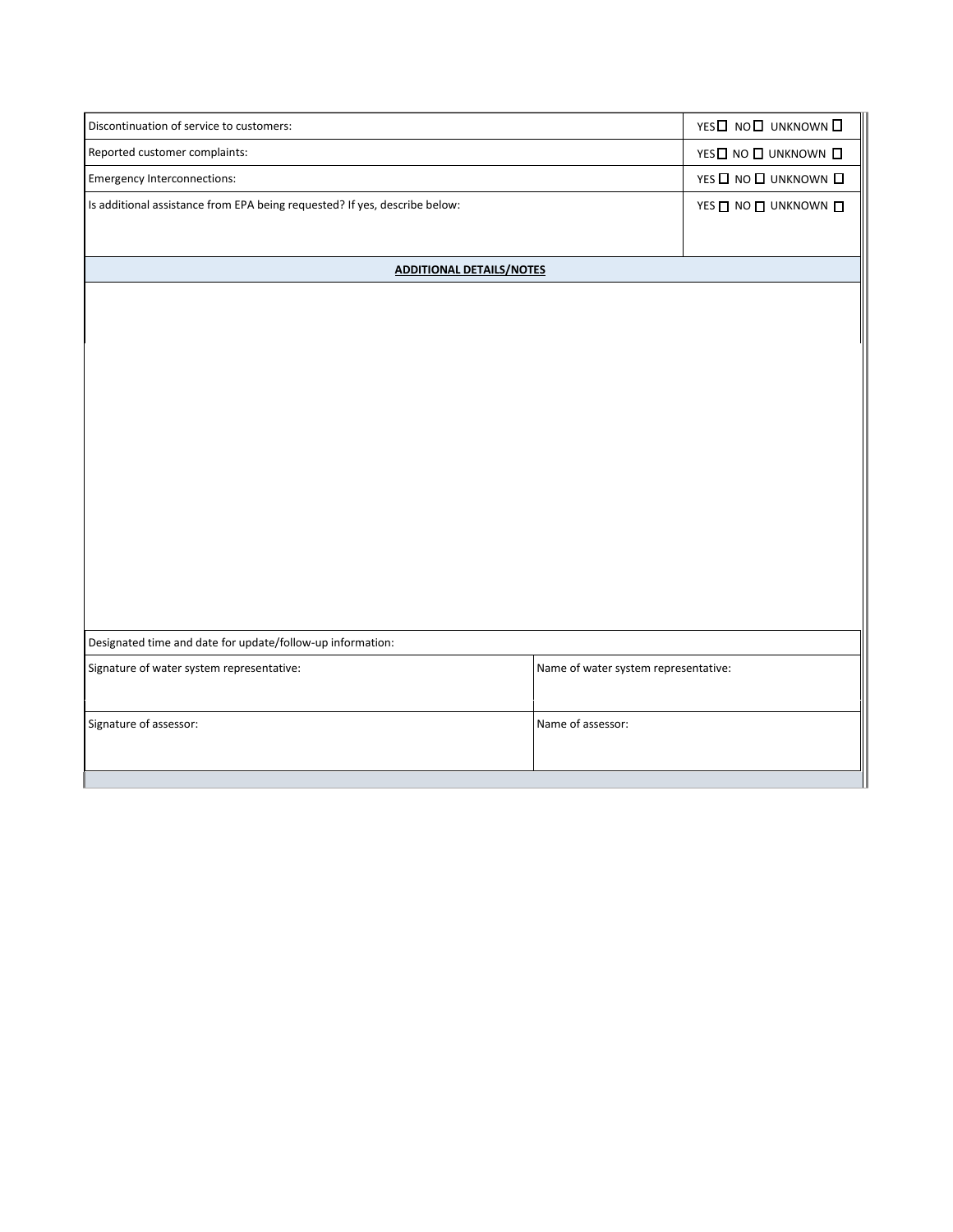| | |
|---|---|
| Discontinuation of service to customers: | YES ☐ NO ☐ UNKNOWN ☐ |
| Reported customer complaints: | YES ☐ NO ☐ UNKNOWN ☐ |
| Emergency Interconnections: | YES ☐ NO ☐ UNKNOWN ☐ |
| Is additional assistance from EPA being requested? If yes, describe below: | YES ☐ NO ☐ UNKNOWN ☐ |

**ADDITIONAL DETAILS/NOTES**

| | |
|---|---|
| Designated time and date for update/follow-up information: | |
| Signature of water system representative: | Name of water system representative: |
| Signature of assessor: | Name of assessor: |